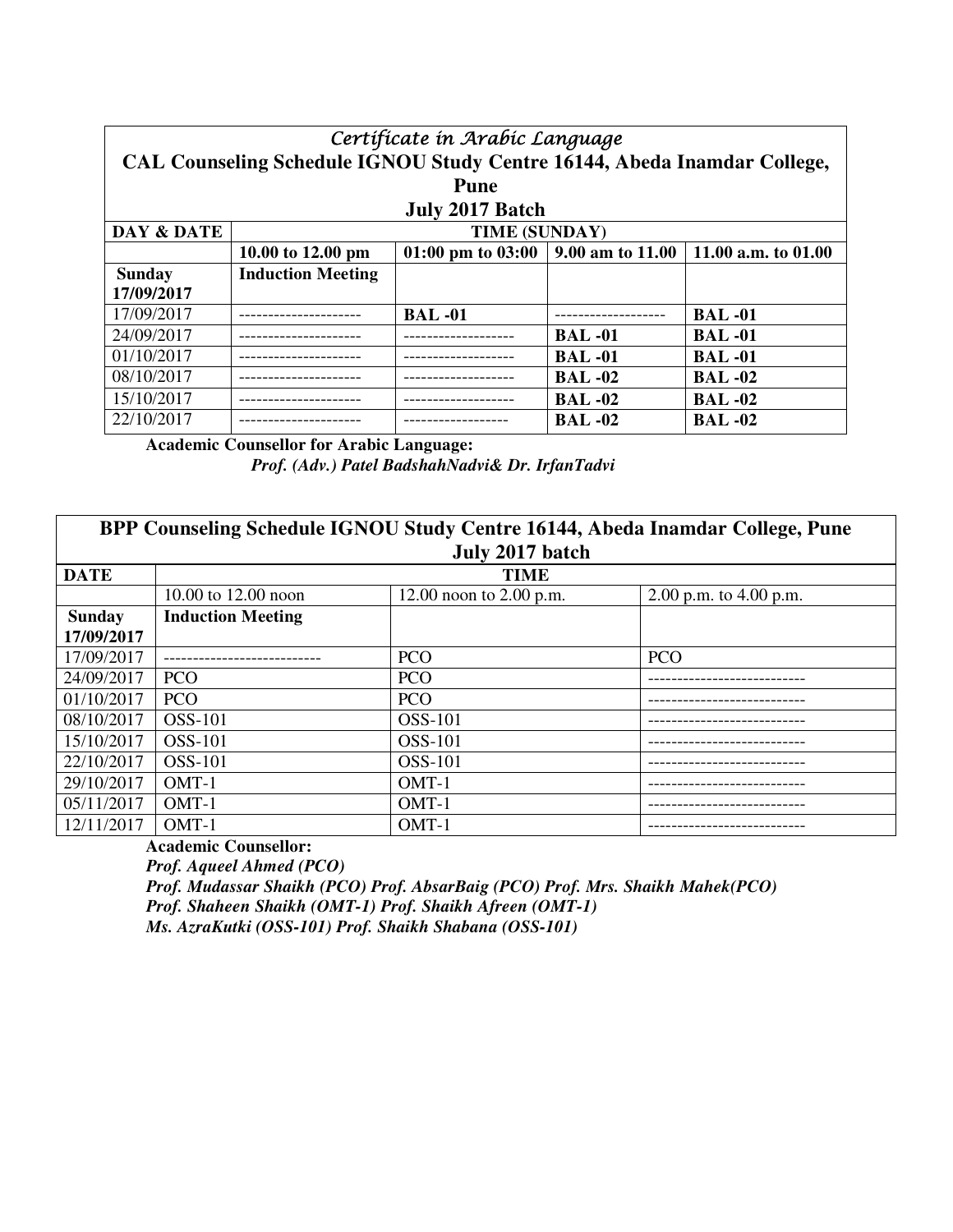| *Certificate in Arabic Language* **CAL Counseling Schedule IGNOU Study Centre 16144, Abeda Inamdar College, Pune July 2017 Batch** | | | | |
|---|---|---|---|---|
| **DAY & DATE** | **TIME (SUNDAY)** | | | |
| | **10.00 to 12.00 pm** | **01:00 pm to 03:00** | **9.00 am to 11.00** | **11.00 a.m. to 01.00** |
| **Sunday 17/09/2017** | **Induction Meeting** | | | |
| 17/09/2017 | --------------------- | **BAL -01** | ------------------- | **BAL -01** |
| 24/09/2017 | --------------------- | ------------------- | **BAL -01** | **BAL -01** |
| 01/10/2017 | --------------------- | ------------------- | **BAL -01** | **BAL -01** |
| 08/10/2017 | --------------------- | ------------------- | **BAL -02** | **BAL -02** |
| 15/10/2017 | --------------------- | ------------------- | **BAL -02** | **BAL -02** |
| 22/10/2017 | --------------------- | ------------------ | **BAL -02** | **BAL -02** |

**Academic Counsellor for Arabic Language:**

***Prof. (Adv.) Patel BadshahNadvi& Dr. IrfanTadvi***

| **BPP Counseling Schedule IGNOU Study Centre 16144, Abeda Inamdar College, Pune July 2017 batch** | | | |
|---|---|---|---|
| **DATE** | **TIME** | | |
| | 10.00 to 12.00 noon | 12.00 noon to 2.00 p.m. | 2.00 p.m. to 4.00 p.m. |
| **Sunday 17/09/2017** | **Induction Meeting** | | |
| 17/09/2017 | --------------------------- | PCO | PCO |
| 24/09/2017 | PCO | PCO | --------------------------- |
| 01/10/2017 | PCO | PCO | --------------------------- |
| 08/10/2017 | OSS-101 | OSS-101 | --------------------------- |
| 15/10/2017 | OSS-101 | OSS-101 | --------------------------- |
| 22/10/2017 | OSS-101 | OSS-101 | --------------------------- |
| 29/10/2017 | OMT-1 | OMT-1 | --------------------------- |
| 05/11/2017 | OMT-1 | OMT-1 | --------------------------- |
| 12/11/2017 | OMT-1 | OMT-1 | --------------------------- |

**Academic Counsellor:**

***Prof. Aqueel Ahmed (PCO)***

***Prof. Mudassar Shaikh (PCO) Prof. AbsarBaig (PCO) Prof. Mrs. Shaikh Mahek(PCO)***

***Prof. Shaheen Shaikh (OMT-1) Prof. Shaikh Afreen (OMT-1)***

***Ms. AzraKutki (OSS-101) Prof. Shaikh Shabana (OSS-101)***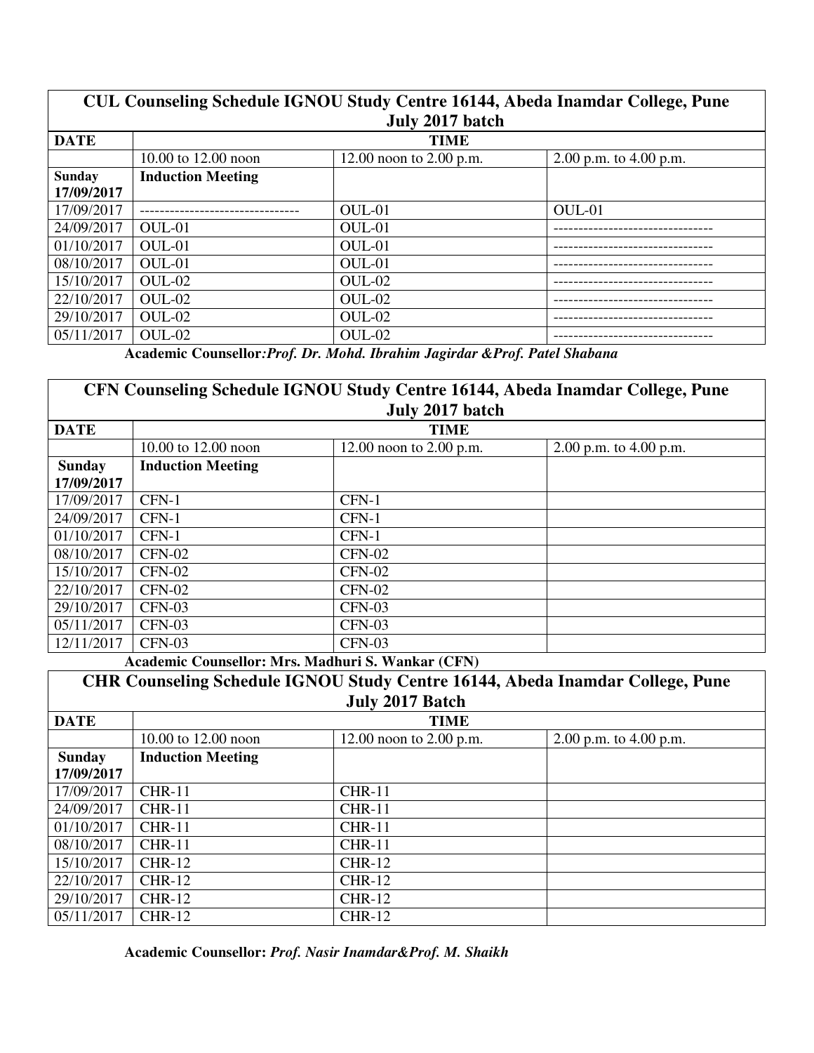| CUL Counseling Schedule IGNOU Study Centre 16144, Abeda Inamdar College, Pune July 2017 batch | | | |
|---|---|---|---|
| **DATE** | **TIME** | | |
| | 10.00 to 12.00 noon | 12.00 noon to 2.00 p.m. | 2.00 p.m. to 4.00 p.m. |
| **Sunday 17/09/2017** | **Induction Meeting** | | |
| 17/09/2017 | -------------------------------- | OUL-01 | OUL-01 |
| 24/09/2017 | OUL-01 | OUL-01 | -------------------------------- |
| 01/10/2017 | OUL-01 | OUL-01 | -------------------------------- |
| 08/10/2017 | OUL-01 | OUL-01 | -------------------------------- |
| 15/10/2017 | OUL-02 | OUL-02 | -------------------------------- |
| 22/10/2017 | OUL-02 | OUL-02 | -------------------------------- |
| 29/10/2017 | OUL-02 | OUL-02 | -------------------------------- |
| 05/11/2017 | OUL-02 | OUL-02 | -------------------------------- |

**Academic Counsellor***:Prof. Dr. Mohd. Ibrahim Jagirdar &Prof. Patel Shabana*

| CFN Counseling Schedule IGNOU Study Centre 16144, Abeda Inamdar College, Pune July 2017 batch | | | |
|---|---|---|---|
| **DATE** | **TIME** | | |
| | 10.00 to 12.00 noon | 12.00 noon to 2.00 p.m. | 2.00 p.m. to 4.00 p.m. |
| **Sunday 17/09/2017** | **Induction Meeting** | | |
| 17/09/2017 | CFN-1 | CFN-1 | |
| 24/09/2017 | CFN-1 | CFN-1 | |
| 01/10/2017 | CFN-1 | CFN-1 | |
| 08/10/2017 | CFN-02 | CFN-02 | |
| 15/10/2017 | CFN-02 | CFN-02 | |
| 22/10/2017 | CFN-02 | CFN-02 | |
| 29/10/2017 | CFN-03 | CFN-03 | |
| 05/11/2017 | CFN-03 | CFN-03 | |
| 12/11/2017 | CFN-03 | CFN-03 | |

**Academic Counsellor: Mrs. Madhuri S. Wankar (CFN)**

| CHR Counseling Schedule IGNOU Study Centre 16144, Abeda Inamdar College, Pune July 2017 Batch | | | |
|---|---|---|---|
| **DATE** | **TIME** | | |
| | 10.00 to 12.00 noon | 12.00 noon to 2.00 p.m. | 2.00 p.m. to 4.00 p.m. |
| **Sunday 17/09/2017** | **Induction Meeting** | | |
| 17/09/2017 | CHR-11 | CHR-11 | |
| 24/09/2017 | CHR-11 | CHR-11 | |
| 01/10/2017 | CHR-11 | CHR-11 | |
| 08/10/2017 | CHR-11 | CHR-11 | |
| 15/10/2017 | CHR-12 | CHR-12 | |
| 22/10/2017 | CHR-12 | CHR-12 | |
| 29/10/2017 | CHR-12 | CHR-12 | |
| 05/11/2017 | CHR-12 | CHR-12 | |

**Academic Counsellor:** ***Prof. Nasir Inamdar&Prof. M. Shaikh***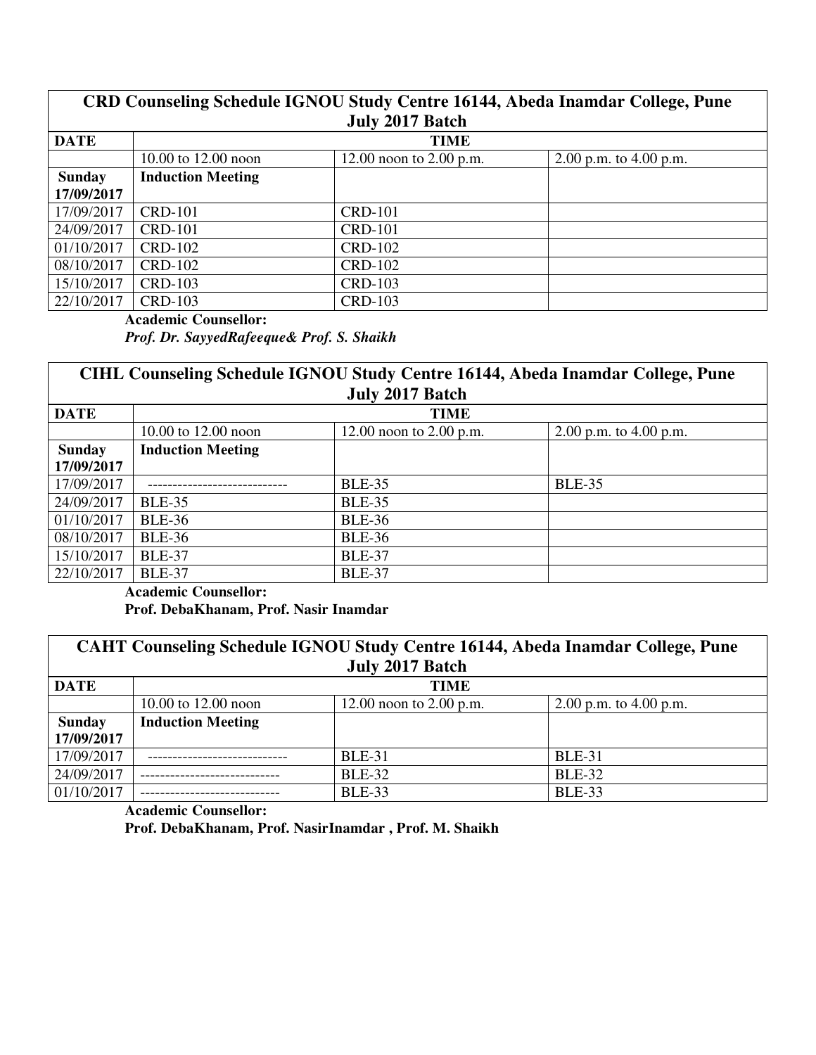| CRD Counseling Schedule IGNOU Study Centre 16144, Abeda Inamdar College, Pune July 2017 Batch | | | |
|---|---|---|---|
| **DATE** | **TIME** | | |
| | 10.00 to 12.00 noon | 12.00 noon to 2.00 p.m. | 2.00 p.m. to 4.00 p.m. |
| **Sunday 17/09/2017** | **Induction Meeting** | | |
| 17/09/2017 | CRD-101 | CRD-101 | |
| 24/09/2017 | CRD-101 | CRD-101 | |
| 01/10/2017 | CRD-102 | CRD-102 | |
| 08/10/2017 | CRD-102 | CRD-102 | |
| 15/10/2017 | CRD-103 | CRD-103 | |
| 22/10/2017 | CRD-103 | CRD-103 | |

**Academic Counsellor:**
***Prof. Dr. SayyedRafeeque& Prof. S. Shaikh***

| CIHL Counseling Schedule IGNOU Study Centre 16144, Abeda Inamdar College, Pune July 2017 Batch | | | |
|---|---|---|---|
| **DATE** | **TIME** | | |
| | 10.00 to 12.00 noon | 12.00 noon to 2.00 p.m. | 2.00 p.m. to 4.00 p.m. |
| **Sunday 17/09/2017** | **Induction Meeting** | | |
| 17/09/2017 | ---------------------------- | BLE-35 | BLE-35 |
| 24/09/2017 | BLE-35 | BLE-35 | |
| 01/10/2017 | BLE-36 | BLE-36 | |
| 08/10/2017 | BLE-36 | BLE-36 | |
| 15/10/2017 | BLE-37 | BLE-37 | |
| 22/10/2017 | BLE-37 | BLE-37 | |

**Academic Counsellor:**
**Prof. DebaKhanam, Prof. Nasir Inamdar**

| CAHT Counseling Schedule IGNOU Study Centre 16144, Abeda Inamdar College, Pune July 2017 Batch | | | |
|---|---|---|---|
| **DATE** | **TIME** | | |
| | 10.00 to 12.00 noon | 12.00 noon to 2.00 p.m. | 2.00 p.m. to 4.00 p.m. |
| **Sunday 17/09/2017** | **Induction Meeting** | | |
| 17/09/2017 | ---------------------------- | BLE-31 | BLE-31 |
| 24/09/2017 | ---------------------------- | BLE-32 | BLE-32 |
| 01/10/2017 | ---------------------------- | BLE-33 | BLE-33 |

**Academic Counsellor:**
**Prof. DebaKhanam, Prof. NasirInamdar , Prof. M. Shaikh**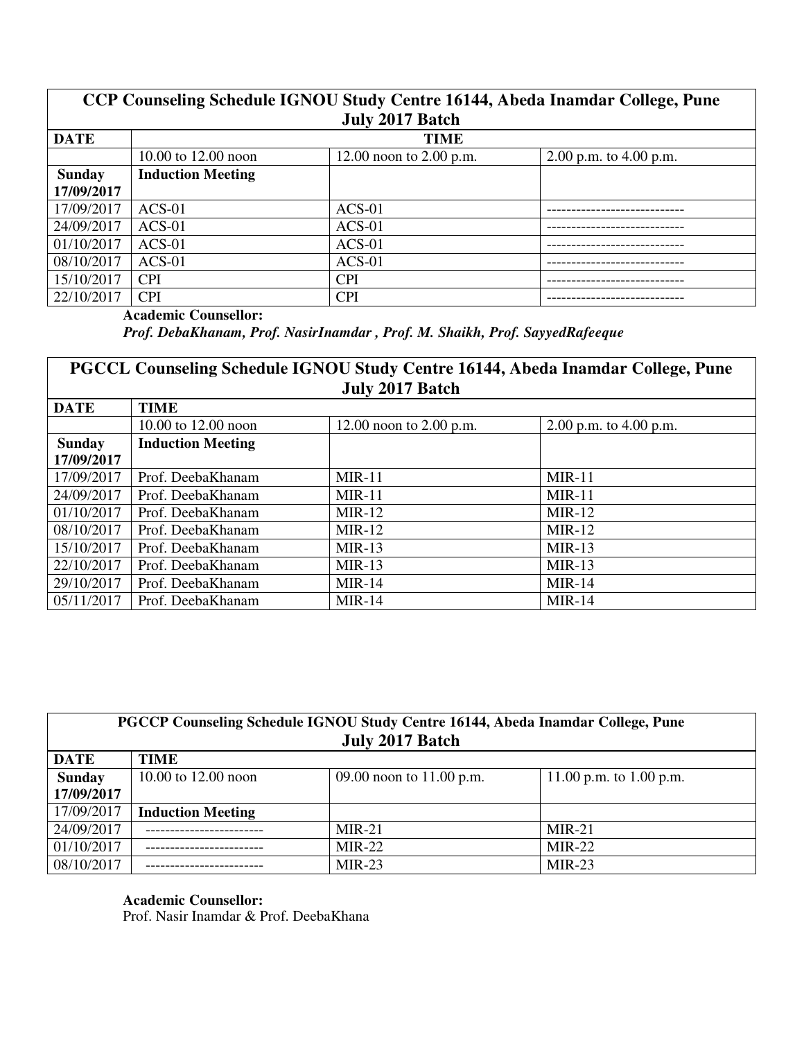| CCP Counseling Schedule IGNOU Study Centre 16144, Abeda Inamdar College, Pune July 2017 Batch | | | |
|---|---|---|---|
| **DATE** | **TIME** | | |
| | 10.00 to 12.00 noon | 12.00 noon to 2.00 p.m. | 2.00 p.m. to 4.00 p.m. |
| **Sunday 17/09/2017** | **Induction Meeting** | | |
| 17/09/2017 | ACS-01 | ACS-01 | ---------------------------- |
| 24/09/2017 | ACS-01 | ACS-01 | ---------------------------- |
| 01/10/2017 | ACS-01 | ACS-01 | ---------------------------- |
| 08/10/2017 | ACS-01 | ACS-01 | ---------------------------- |
| 15/10/2017 | CPI | CPI | ---------------------------- |
| 22/10/2017 | CPI | CPI | ---------------------------- |

**Academic Counsellor:**
***Prof. DebaKhanam, Prof. NasirInamdar , Prof. M. Shaikh, Prof. SayyedRafeeque***

| PGCCL Counseling Schedule IGNOU Study Centre 16144, Abeda Inamdar College, Pune July 2017 Batch | | | |
|---|---|---|---|
| **DATE** | **TIME** | | |
| | 10.00 to 12.00 noon | 12.00 noon to 2.00 p.m. | 2.00 p.m. to 4.00 p.m. |
| **Sunday 17/09/2017** | **Induction Meeting** | | |
| 17/09/2017 | Prof. DeebaKhanam | MIR-11 | MIR-11 |
| 24/09/2017 | Prof. DeebaKhanam | MIR-11 | MIR-11 |
| 01/10/2017 | Prof. DeebaKhanam | MIR-12 | MIR-12 |
| 08/10/2017 | Prof. DeebaKhanam | MIR-12 | MIR-12 |
| 15/10/2017 | Prof. DeebaKhanam | MIR-13 | MIR-13 |
| 22/10/2017 | Prof. DeebaKhanam | MIR-13 | MIR-13 |
| 29/10/2017 | Prof. DeebaKhanam | MIR-14 | MIR-14 |
| 05/11/2017 | Prof. DeebaKhanam | MIR-14 | MIR-14 |

| PGCCP Counseling Schedule IGNOU Study Centre 16144, Abeda Inamdar College, Pune July 2017 Batch | | | |
|---|---|---|---|
| **DATE** | **TIME** | | |
| **Sunday 17/09/2017** | 10.00 to 12.00 noon | 09.00 noon to 11.00 p.m. | 11.00 p.m. to 1.00 p.m. |
| 17/09/2017 | **Induction Meeting** | | |
| 24/09/2017 | ------------------------ | MIR-21 | MIR-21 |
| 01/10/2017 | ------------------------ | MIR-22 | MIR-22 |
| 08/10/2017 | ------------------------ | MIR-23 | MIR-23 |

**Academic Counsellor:**
Prof. Nasir Inamdar & Prof. DeebaKhana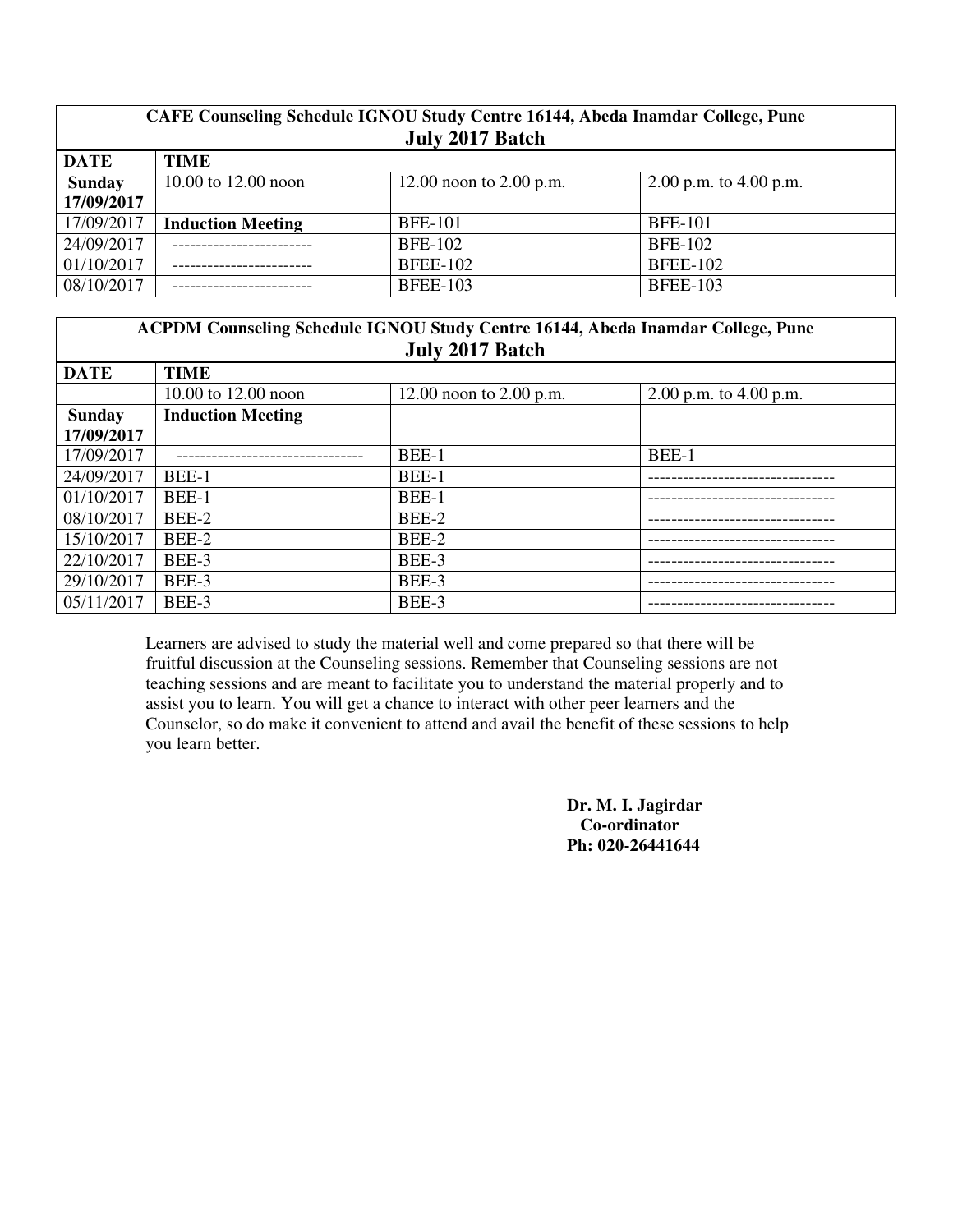| CAFE Counseling Schedule IGNOU Study Centre 16144, Abeda Inamdar College, Pune July 2017 Batch | | | |
|---|---|---|---|
| **DATE** | **TIME** | | |
| **Sunday 17/09/2017** | 10.00 to 12.00 noon | 12.00 noon to 2.00 p.m. | 2.00 p.m. to 4.00 p.m. |
| 17/09/2017 | **Induction Meeting** | BFE-101 | BFE-101 |
| 24/09/2017 | ----------------------- | BFE-102 | BFE-102 |
| 01/10/2017 | ----------------------- | BFEE-102 | BFEE-102 |
| 08/10/2017 | ----------------------- | BFEE-103 | BFEE-103 |

| ACPDM Counseling Schedule IGNOU Study Centre 16144, Abeda Inamdar College, Pune July 2017 Batch | | | |
|---|---|---|---|
| **DATE** | **TIME** | | |
| | 10.00 to 12.00 noon | 12.00 noon to 2.00 p.m. | 2.00 p.m. to 4.00 p.m. |
| **Sunday 17/09/2017** | **Induction Meeting** | | |
| 17/09/2017 | -------------------------------- | BEE-1 | BEE-1 |
| 24/09/2017 | BEE-1 | BEE-1 | -------------------------------- |
| 01/10/2017 | BEE-1 | BEE-1 | -------------------------------- |
| 08/10/2017 | BEE-2 | BEE-2 | -------------------------------- |
| 15/10/2017 | BEE-2 | BEE-2 | -------------------------------- |
| 22/10/2017 | BEE-3 | BEE-3 | -------------------------------- |
| 29/10/2017 | BEE-3 | BEE-3 | -------------------------------- |
| 05/11/2017 | BEE-3 | BEE-3 | -------------------------------- |

Learners are advised to study the material well and come prepared so that there will be fruitful discussion at the Counseling sessions. Remember that Counseling sessions are not teaching sessions and are meant to facilitate you to understand the material properly and to assist you to learn. You will get a chance to interact with other peer learners and the Counselor, so do make it convenient to attend and avail the benefit of these sessions to help you learn better.

**Dr. M. I. Jagirdar**
**Co-ordinator**
**Ph: 020-26441644**